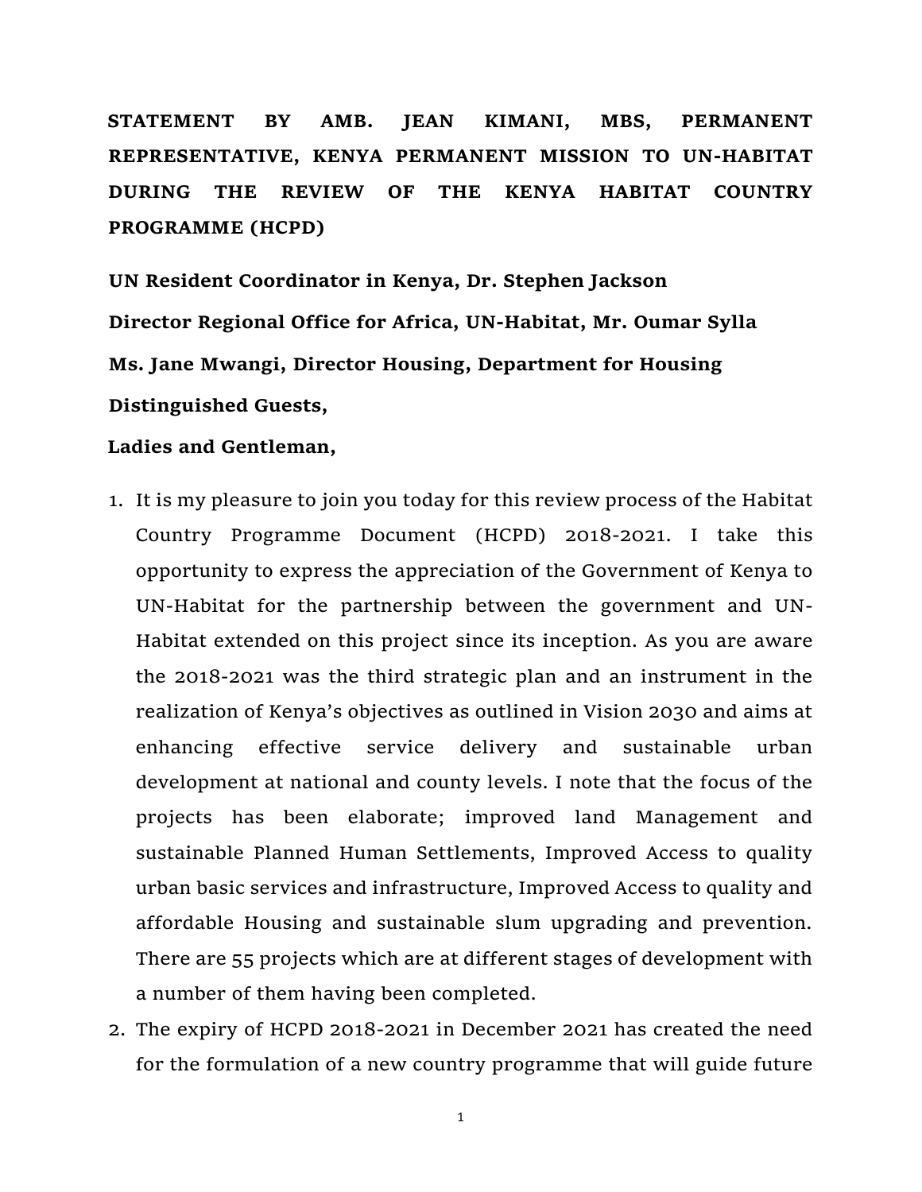**STATEMENT BY AMB. JEAN KIMANI, MBS, PERMANENT REPRESENTATIVE, KENYA PERMANENT MISSION TO UN-HABITAT DURING THE REVIEW OF THE KENYA HABITAT COUNTRY PROGRAMME (HCPD)**

**UN Resident Coordinator in Kenya, Dr. Stephen Jackson**

**Director Regional Office for Africa, UN-Habitat, Mr. Oumar Sylla**

**Ms. Jane Mwangi, Director Housing, Department for Housing**

**Distinguished Guests,**

**Ladies and Gentleman,**

1. It is my pleasure to join you today for this review process of the Habitat Country Programme Document (HCPD) 2018-2021. I take this opportunity to express the appreciation of the Government of Kenya to UN-Habitat for the partnership between the government and UN-Habitat extended on this project since its inception. As you are aware the 2018-2021 was the third strategic plan and an instrument in the realization of Kenya's objectives as outlined in Vision 2030 and aims at enhancing effective service delivery and sustainable urban development at national and county levels. I note that the focus of the projects has been elaborate; improved land Management and sustainable Planned Human Settlements, Improved Access to quality urban basic services and infrastructure, Improved Access to quality and affordable Housing and sustainable slum upgrading and prevention. There are 55 projects which are at different stages of development with a number of them having been completed.
2. The expiry of HCPD 2018-2021 in December 2021 has created the need for the formulation of a new country programme that will guide future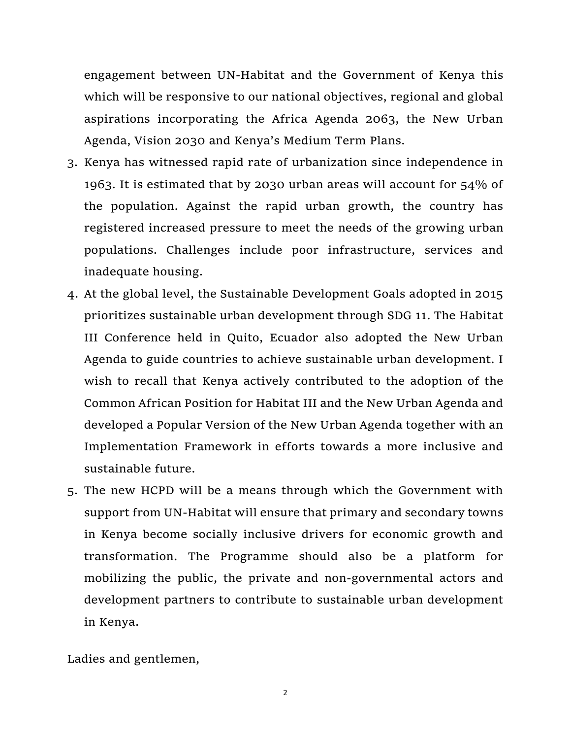engagement between UN-Habitat and the Government of Kenya this which will be responsive to our national objectives, regional and global aspirations incorporating the Africa Agenda 2063, the New Urban Agenda, Vision 2030 and Kenya's Medium Term Plans.

3. Kenya has witnessed rapid rate of urbanization since independence in 1963. It is estimated that by 2030 urban areas will account for 54% of the population. Against the rapid urban growth, the country has registered increased pressure to meet the needs of the growing urban populations. Challenges include poor infrastructure, services and inadequate housing.
4. At the global level, the Sustainable Development Goals adopted in 2015 prioritizes sustainable urban development through SDG 11. The Habitat III Conference held in Quito, Ecuador also adopted the New Urban Agenda to guide countries to achieve sustainable urban development. I wish to recall that Kenya actively contributed to the adoption of the Common African Position for Habitat III and the New Urban Agenda and developed a Popular Version of the New Urban Agenda together with an Implementation Framework in efforts towards a more inclusive and sustainable future.
5. The new HCPD will be a means through which the Government with support from UN-Habitat will ensure that primary and secondary towns in Kenya become socially inclusive drivers for economic growth and transformation. The Programme should also be a platform for mobilizing the public, the private and non-governmental actors and development partners to contribute to sustainable urban development in Kenya.

Ladies and gentlemen,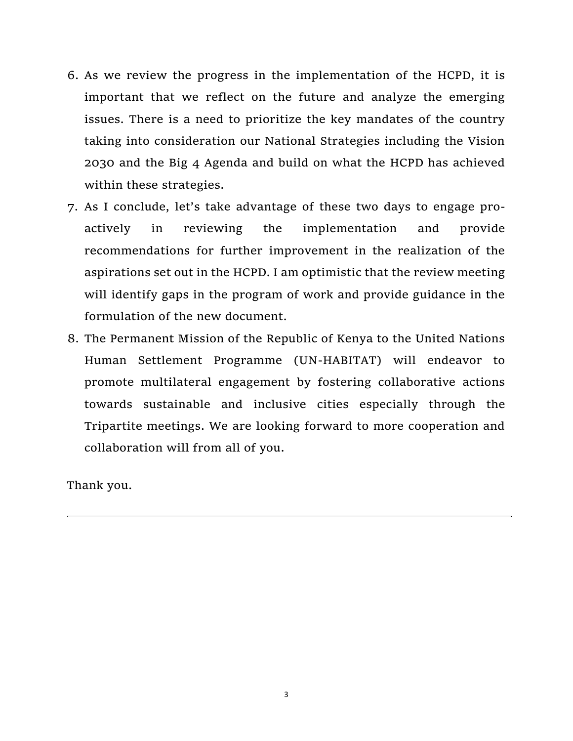6. As we review the progress in the implementation of the HCPD, it is important that we reflect on the future and analyze the emerging issues. There is a need to prioritize the key mandates of the country taking into consideration our National Strategies including the Vision 2030 and the Big 4 Agenda and build on what the HCPD has achieved within these strategies.
7. As I conclude, let's take advantage of these two days to engage pro-actively in reviewing the implementation and provide recommendations for further improvement in the realization of the aspirations set out in the HCPD. I am optimistic that the review meeting will identify gaps in the program of work and provide guidance in the formulation of the new document.
8. The Permanent Mission of the Republic of Kenya to the United Nations Human Settlement Programme (UN-HABITAT) will endeavor to promote multilateral engagement by fostering collaborative actions towards sustainable and inclusive cities especially through the Tripartite meetings. We are looking forward to more cooperation and collaboration will from all of you.

Thank you.